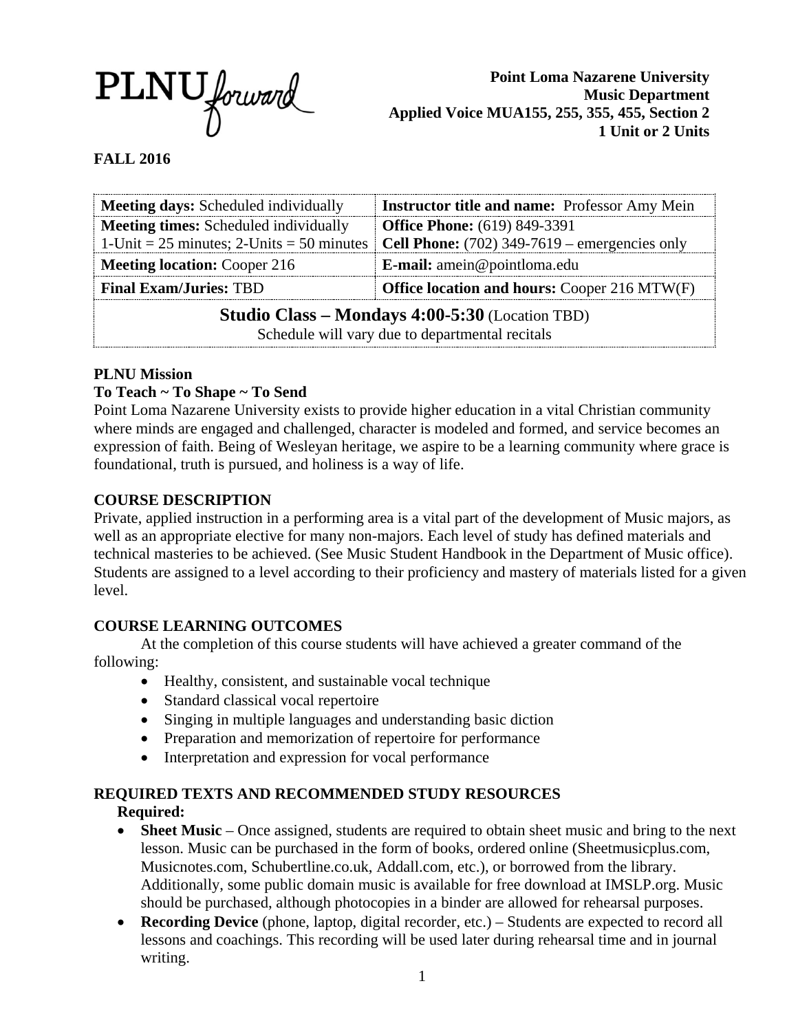PLNU forward

**Point Loma Nazarene University**
**Music Department**
**Applied Voice MUA155, 255, 355, 455, Section 2**
**1 Unit or 2 Units**

**FALL 2016**

| | |
|---|---|
| **Meeting days:** Scheduled individually | **Instructor title and name:** Professor Amy Mein |
| **Meeting times:** Scheduled individually<br>1-Unit = 25 minutes; 2-Units = 50 minutes | **Office Phone:** (619) 849-3391<br>**Cell Phone:** (702) 349-7619 – emergencies only |
| **Meeting location:** Cooper 216 | **E-mail:** amein@pointloma.edu |
| **Final Exam/Juries:** TBD | **Office location and hours:** Cooper 216 MTW(F) |
| **Studio Class – Mondays 4:00-5:30** (Location TBD)<br>Schedule will vary due to departmental recitals | |

## PLNU Mission

**To Teach ~ To Shape ~ To Send**

Point Loma Nazarene University exists to provide higher education in a vital Christian community where minds are engaged and challenged, character is modeled and formed, and service becomes an expression of faith. Being of Wesleyan heritage, we aspire to be a learning community where grace is foundational, truth is pursued, and holiness is a way of life.

## COURSE DESCRIPTION

Private, applied instruction in a performing area is a vital part of the development of Music majors, as well as an appropriate elective for many non-majors. Each level of study has defined materials and technical masteries to be achieved. (See Music Student Handbook in the Department of Music office). Students are assigned to a level according to their proficiency and mastery of materials listed for a given level.

## COURSE LEARNING OUTCOMES

At the completion of this course students will have achieved a greater command of the following:

- Healthy, consistent, and sustainable vocal technique
- Standard classical vocal repertoire
- Singing in multiple languages and understanding basic diction
- Preparation and memorization of repertoire for performance
- Interpretation and expression for vocal performance

## REQUIRED TEXTS AND RECOMMENDED STUDY RESOURCES

**Required:**

- **Sheet Music** – Once assigned, students are required to obtain sheet music and bring to the next lesson. Music can be purchased in the form of books, ordered online (Sheetmusicplus.com, Musicnotes.com, Schubertline.co.uk, Addall.com, etc.), or borrowed from the library. Additionally, some public domain music is available for free download at IMSLP.org. Music should be purchased, although photocopies in a binder are allowed for rehearsal purposes.
- **Recording Device** (phone, laptop, digital recorder, etc.) – Students are expected to record all lessons and coachings. This recording will be used later during rehearsal time and in journal writing.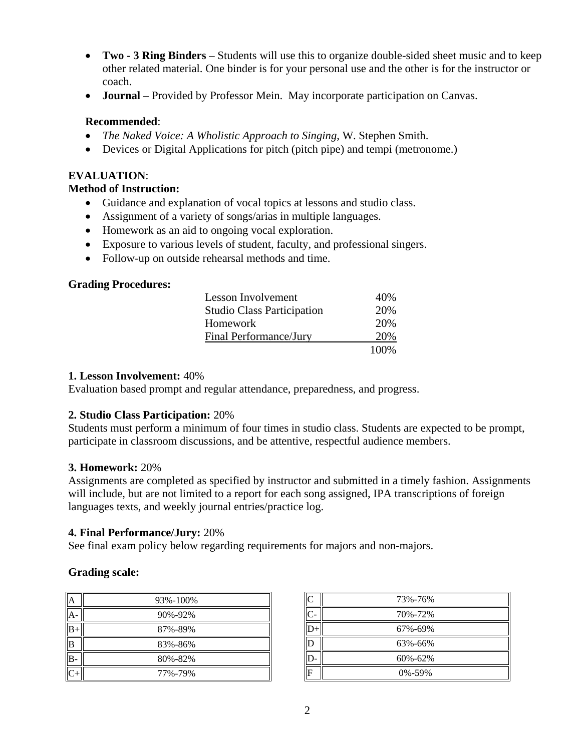- **Two - 3 Ring Binders** – Students will use this to organize double-sided sheet music and to keep other related material. One binder is for your personal use and the other is for the instructor or coach.
- **Journal** – Provided by Professor Mein. May incorporate participation on Canvas.

**Recommended**:

- *The Naked Voice: A Wholistic Approach to Singing*, W. Stephen Smith.
- Devices or Digital Applications for pitch (pitch pipe) and tempi (metronome.)

**EVALUATION**:

**Method of Instruction:**

- Guidance and explanation of vocal topics at lessons and studio class.
- Assignment of a variety of songs/arias in multiple languages.
- Homework as an aid to ongoing vocal exploration.
- Exposure to various levels of student, faculty, and professional singers.
- Follow-up on outside rehearsal methods and time.

**Grading Procedures:**

| | |
|---|---|
| Lesson Involvement | 40% |
| Studio Class Participation | 20% |
| Homework | 20% |
| Final Performance/Jury | 20% |
| | 100% |

**1. Lesson Involvement:** 40%
Evaluation based prompt and regular attendance, preparedness, and progress.

**2. Studio Class Participation:** 20%
Students must perform a minimum of four times in studio class. Students are expected to be prompt, participate in classroom discussions, and be attentive, respectful audience members.

**3. Homework:** 20%
Assignments are completed as specified by instructor and submitted in a timely fashion. Assignments will include, but are not limited to a report for each song assigned, IPA transcriptions of foreign languages texts, and weekly journal entries/practice log.

**4. Final Performance/Jury:** 20%
See final exam policy below regarding requirements for majors and non-majors.

**Grading scale:**

| | |
|---|---|
| A | 93%-100% |
| A- | 90%-92% |
| B+ | 87%-89% |
| B | 83%-86% |
| B- | 80%-82% |
| C+ | 77%-79% |
| C | 73%-76% |
| C- | 70%-72% |
| D+ | 67%-69% |
| D | 63%-66% |
| D- | 60%-62% |
| F | 0%-59% |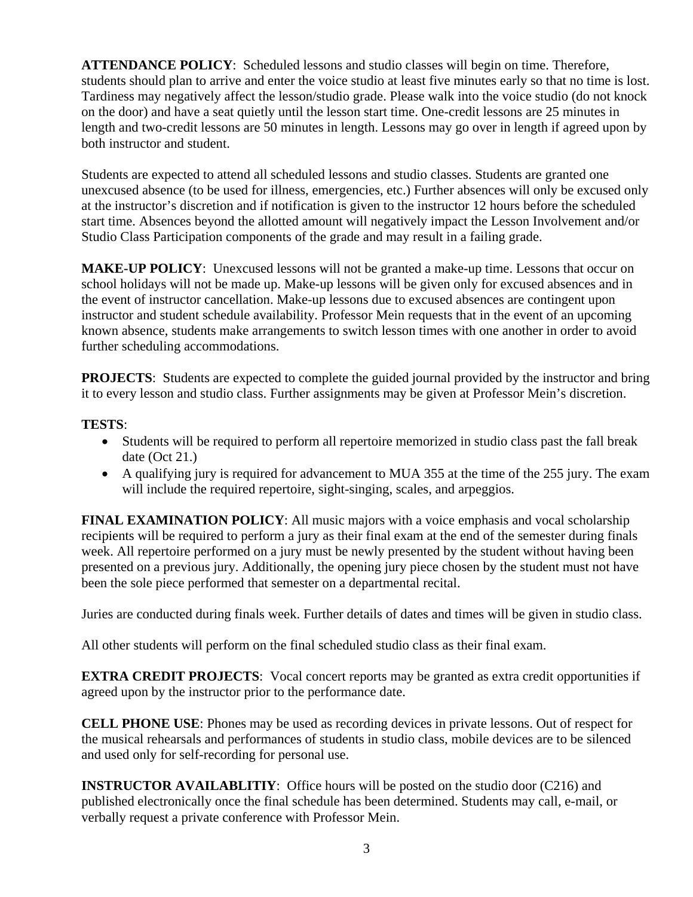**ATTENDANCE POLICY**: Scheduled lessons and studio classes will begin on time. Therefore, students should plan to arrive and enter the voice studio at least five minutes early so that no time is lost. Tardiness may negatively affect the lesson/studio grade. Please walk into the voice studio (do not knock on the door) and have a seat quietly until the lesson start time. One-credit lessons are 25 minutes in length and two-credit lessons are 50 minutes in length. Lessons may go over in length if agreed upon by both instructor and student.

Students are expected to attend all scheduled lessons and studio classes. Students are granted one unexcused absence (to be used for illness, emergencies, etc.) Further absences will only be excused only at the instructor's discretion and if notification is given to the instructor 12 hours before the scheduled start time. Absences beyond the allotted amount will negatively impact the Lesson Involvement and/or Studio Class Participation components of the grade and may result in a failing grade.

**MAKE-UP POLICY**: Unexcused lessons will not be granted a make-up time. Lessons that occur on school holidays will not be made up. Make-up lessons will be given only for excused absences and in the event of instructor cancellation. Make-up lessons due to excused absences are contingent upon instructor and student schedule availability. Professor Mein requests that in the event of an upcoming known absence, students make arrangements to switch lesson times with one another in order to avoid further scheduling accommodations.

**PROJECTS**: Students are expected to complete the guided journal provided by the instructor and bring it to every lesson and studio class. Further assignments may be given at Professor Mein's discretion.

**TESTS**:

- Students will be required to perform all repertoire memorized in studio class past the fall break date (Oct 21.)
- A qualifying jury is required for advancement to MUA 355 at the time of the 255 jury. The exam will include the required repertoire, sight-singing, scales, and arpeggios.

**FINAL EXAMINATION POLICY**: All music majors with a voice emphasis and vocal scholarship recipients will be required to perform a jury as their final exam at the end of the semester during finals week. All repertoire performed on a jury must be newly presented by the student without having been presented on a previous jury. Additionally, the opening jury piece chosen by the student must not have been the sole piece performed that semester on a departmental recital.

Juries are conducted during finals week. Further details of dates and times will be given in studio class.

All other students will perform on the final scheduled studio class as their final exam.

**EXTRA CREDIT PROJECTS**: Vocal concert reports may be granted as extra credit opportunities if agreed upon by the instructor prior to the performance date.

**CELL PHONE USE**: Phones may be used as recording devices in private lessons. Out of respect for the musical rehearsals and performances of students in studio class, mobile devices are to be silenced and used only for self-recording for personal use.

**INSTRUCTOR AVAILABLITIY**: Office hours will be posted on the studio door (C216) and published electronically once the final schedule has been determined. Students may call, e-mail, or verbally request a private conference with Professor Mein.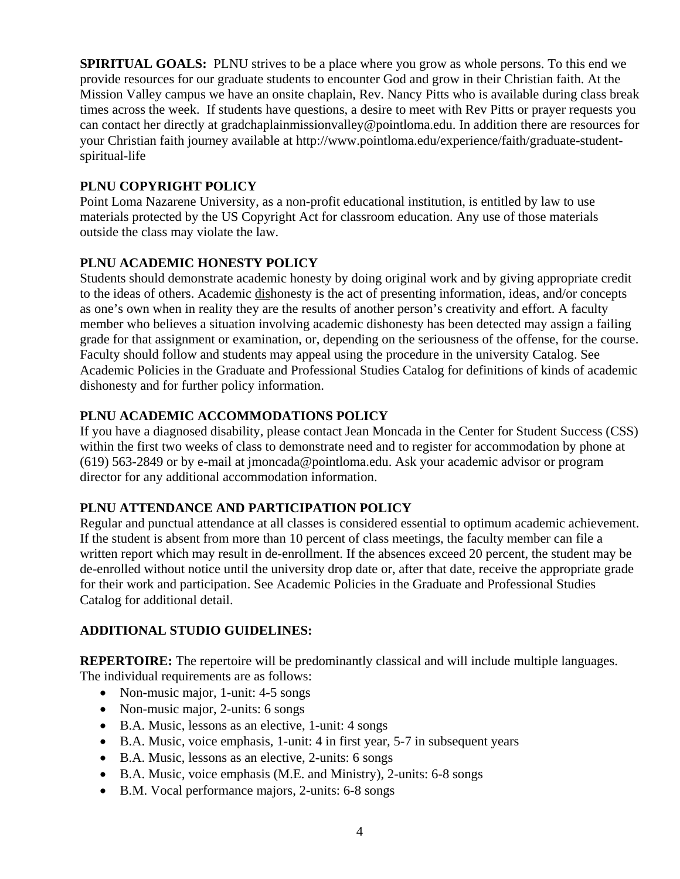**SPIRITUAL GOALS:** PLNU strives to be a place where you grow as whole persons. To this end we provide resources for our graduate students to encounter God and grow in their Christian faith. At the Mission Valley campus we have an onsite chaplain, Rev. Nancy Pitts who is available during class break times across the week. If students have questions, a desire to meet with Rev Pitts or prayer requests you can contact her directly at gradchaplainmissionvalley@pointloma.edu. In addition there are resources for your Christian faith journey available at http://www.pointloma.edu/experience/faith/graduate-student-spiritual-life

**PLNU COPYRIGHT POLICY**

Point Loma Nazarene University, as a non-profit educational institution, is entitled by law to use materials protected by the US Copyright Act for classroom education. Any use of those materials outside the class may violate the law.

**PLNU ACADEMIC HONESTY POLICY**

Students should demonstrate academic honesty by doing original work and by giving appropriate credit to the ideas of others. Academic dishonesty is the act of presenting information, ideas, and/or concepts as one's own when in reality they are the results of another person's creativity and effort. A faculty member who believes a situation involving academic dishonesty has been detected may assign a failing grade for that assignment or examination, or, depending on the seriousness of the offense, for the course. Faculty should follow and students may appeal using the procedure in the university Catalog. See Academic Policies in the Graduate and Professional Studies Catalog for definitions of kinds of academic dishonesty and for further policy information.

**PLNU ACADEMIC ACCOMMODATIONS POLICY**

If you have a diagnosed disability, please contact Jean Moncada in the Center for Student Success (CSS) within the first two weeks of class to demonstrate need and to register for accommodation by phone at (619) 563-2849 or by e-mail at jmoncada@pointloma.edu. Ask your academic advisor or program director for any additional accommodation information.

**PLNU ATTENDANCE AND PARTICIPATION POLICY**

Regular and punctual attendance at all classes is considered essential to optimum academic achievement. If the student is absent from more than 10 percent of class meetings, the faculty member can file a written report which may result in de-enrollment. If the absences exceed 20 percent, the student may be de-enrolled without notice until the university drop date or, after that date, receive the appropriate grade for their work and participation. See Academic Policies in the Graduate and Professional Studies Catalog for additional detail.

**ADDITIONAL STUDIO GUIDELINES:**

**REPERTOIRE:** The repertoire will be predominantly classical and will include multiple languages. The individual requirements are as follows:

- Non-music major, 1-unit: 4-5 songs
- Non-music major, 2-units: 6 songs
- B.A. Music, lessons as an elective, 1-unit: 4 songs
- B.A. Music, voice emphasis, 1-unit: 4 in first year, 5-7 in subsequent years
- B.A. Music, lessons as an elective, 2-units: 6 songs
- B.A. Music, voice emphasis (M.E. and Ministry), 2-units: 6-8 songs
- B.M. Vocal performance majors, 2-units: 6-8 songs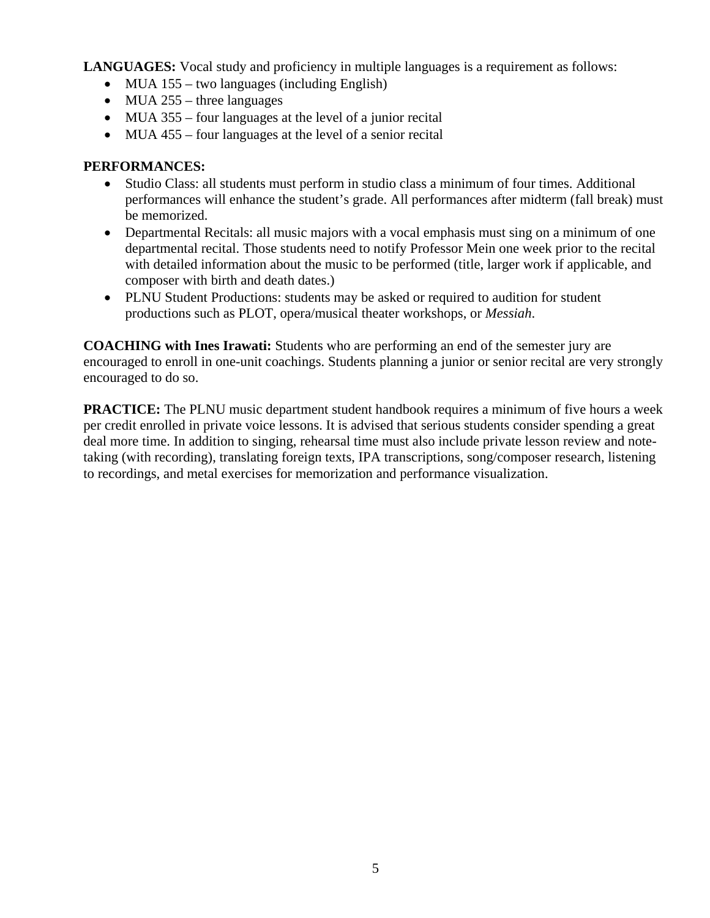**LANGUAGES:** Vocal study and proficiency in multiple languages is a requirement as follows:

- MUA 155 – two languages (including English)
- MUA 255 – three languages
- MUA 355 – four languages at the level of a junior recital
- MUA 455 – four languages at the level of a senior recital

**PERFORMANCES:**

- Studio Class: all students must perform in studio class a minimum of four times. Additional performances will enhance the student's grade. All performances after midterm (fall break) must be memorized.
- Departmental Recitals: all music majors with a vocal emphasis must sing on a minimum of one departmental recital. Those students need to notify Professor Mein one week prior to the recital with detailed information about the music to be performed (title, larger work if applicable, and composer with birth and death dates.)
- PLNU Student Productions: students may be asked or required to audition for student productions such as PLOT, opera/musical theater workshops, or *Messiah*.

**COACHING with Ines Irawati:** Students who are performing an end of the semester jury are encouraged to enroll in one-unit coachings. Students planning a junior or senior recital are very strongly encouraged to do so.

**PRACTICE:** The PLNU music department student handbook requires a minimum of five hours a week per credit enrolled in private voice lessons. It is advised that serious students consider spending a great deal more time. In addition to singing, rehearsal time must also include private lesson review and note-taking (with recording), translating foreign texts, IPA transcriptions, song/composer research, listening to recordings, and metal exercises for memorization and performance visualization.